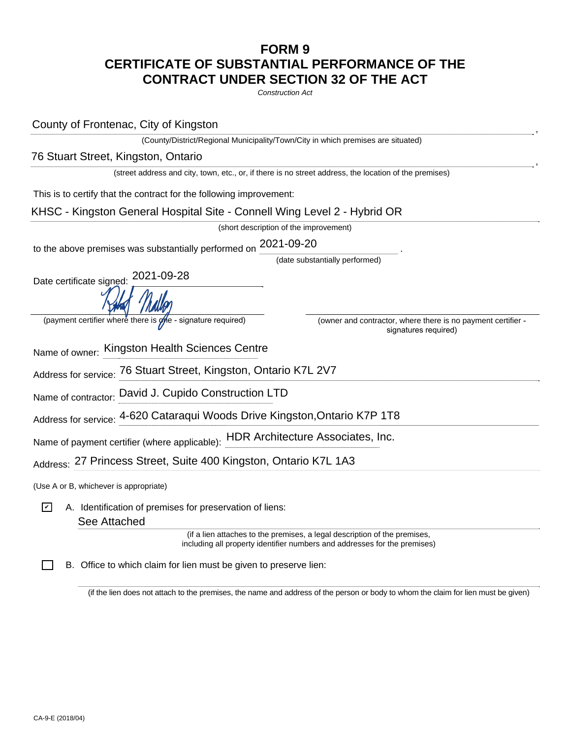# FORM 9
# CERTIFICATE OF SUBSTANTIAL PERFORMANCE OF THE CONTRACT UNDER SECTION 32 OF THE ACT

*Construction Act*

County of Frontenac, City of Kingston ,
(County/District/Regional Municipality/Town/City in which premises are situated)

76 Stuart Street, Kingston, Ontario ,
(street address and city, town, etc., or, if there is no street address, the location of the premises)

This is to certify that the contract for the following improvement:

KHSC - Kingston General Hospital Site - Connell Wing Level 2 - Hybrid OR
(short description of the improvement)

to the above premises was substantially performed on 2021-09-20 .
(date substantially performed)

Date certificate signed: 2021-09-28

(payment certifier where there is one - signature required)

(owner and contractor, where there is no payment certifier - signatures required)

Name of owner: Kingston Health Sciences Centre

Address for service: 76 Stuart Street, Kingston, Ontario K7L 2V7

Name of contractor: David J. Cupido Construction LTD

Address for service: 4-620 Cataraqui Woods Drive Kingston,Ontario K7P 1T8

Name of payment certifier (where applicable): HDR Architecture Associates, Inc.

Address: 27 Princess Street, Suite 400 Kingston, Ontario K7L 1A3

(Use A or B, whichever is appropriate)

☑ A. Identification of premises for preservation of liens:

See Attached
(if a lien attaches to the premises, a legal description of the premises, including all property identifier numbers and addresses for the premises)

☐ B. Office to which claim for lien must be given to preserve lien:

(if the lien does not attach to the premises, the name and address of the person or body to whom the claim for lien must be given)

CA-9-E (2018/04)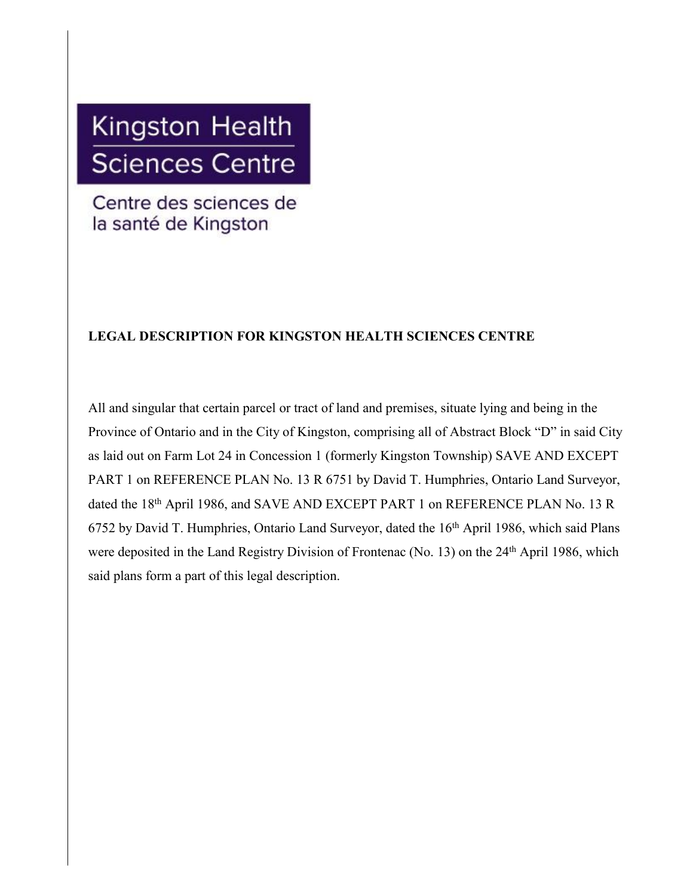Kingston Health Sciences Centre

Centre des sciences de la santé de Kingston

**LEGAL DESCRIPTION FOR KINGSTON HEALTH SCIENCES CENTRE**

All and singular that certain parcel or tract of land and premises, situate lying and being in the Province of Ontario and in the City of Kingston, comprising all of Abstract Block "D" in said City as laid out on Farm Lot 24 in Concession 1 (formerly Kingston Township) SAVE AND EXCEPT PART 1 on REFERENCE PLAN No. 13 R 6751 by David T. Humphries, Ontario Land Surveyor, dated the 18th April 1986, and SAVE AND EXCEPT PART 1 on REFERENCE PLAN No. 13 R 6752 by David T. Humphries, Ontario Land Surveyor, dated the 16th April 1986, which said Plans were deposited in the Land Registry Division of Frontenac (No. 13) on the 24th April 1986, which said plans form a part of this legal description.